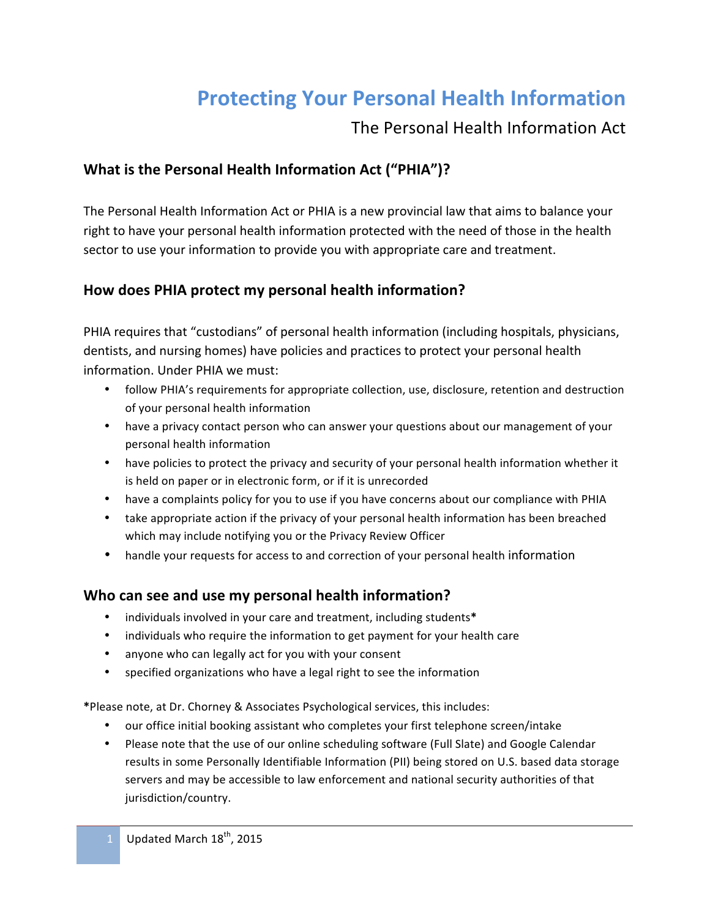# Protecting Your Personal Health Information

The Personal Health Information Act

## What is the Personal Health Information Act ("PHIA")?

The Personal Health Information Act or PHIA is a new provincial law that aims to balance your right to have your personal health information protected with the need of those in the health sector to use your information to provide you with appropriate care and treatment.

## How does PHIA protect my personal health information?

PHIA requires that "custodians" of personal health information (including hospitals, physicians, dentists, and nursing homes) have policies and practices to protect your personal health information. Under PHIA we must:

- follow PHIA's requirements for appropriate collection, use, disclosure, retention and destruction of your personal health information
- have a privacy contact person who can answer your questions about our management of your personal health information
- have policies to protect the privacy and security of your personal health information whether it is held on paper or in electronic form, or if it is unrecorded
- have a complaints policy for you to use if you have concerns about our compliance with PHIA
- take appropriate action if the privacy of your personal health information has been breached which may include notifying you or the Privacy Review Officer
- handle your requests for access to and correction of your personal health information

## Who can see and use my personal health information?

- individuals involved in your care and treatment, including students**\***
- individuals who require the information to get payment for your health care
- anyone who can legally act for you with your consent
- specified organizations who have a legal right to see the information

**\***Please note, at Dr. Chorney & Associates Psychological services, this includes:

- our office initial booking assistant who completes your first telephone screen/intake
- Please note that the use of our online scheduling software (Full Slate) and Google Calendar results in some Personally Identifiable Information (PII) being stored on U.S. based data storage servers and may be accessible to law enforcement and national security authorities of that jurisdiction/country.

Updated March 18th, 2015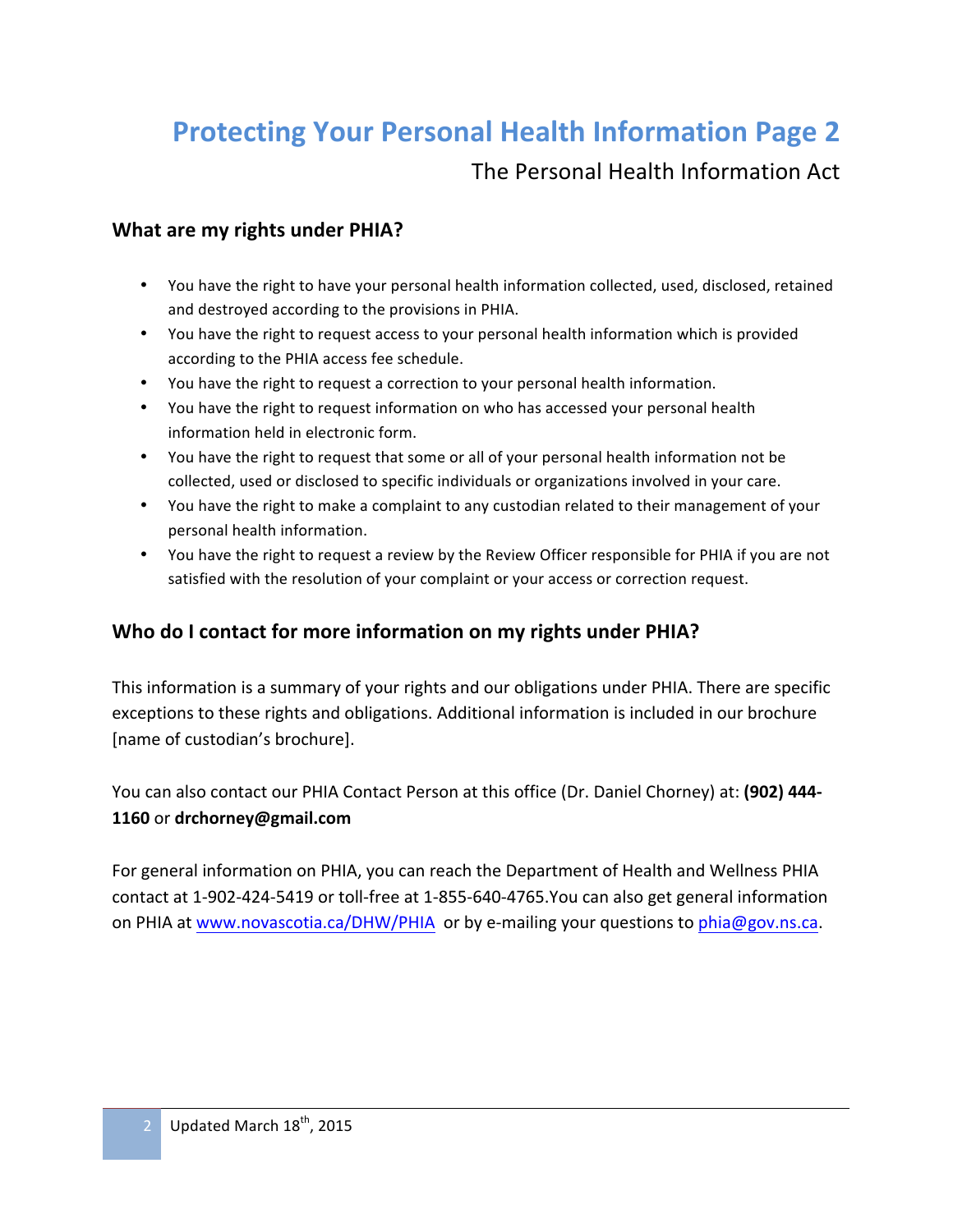# Protecting Your Personal Health Information Page 2

The Personal Health Information Act

### What are my rights under PHIA?

- You have the right to have your personal health information collected, used, disclosed, retained and destroyed according to the provisions in PHIA.
- You have the right to request access to your personal health information which is provided according to the PHIA access fee schedule.
- You have the right to request a correction to your personal health information.
- You have the right to request information on who has accessed your personal health information held in electronic form.
- You have the right to request that some or all of your personal health information not be collected, used or disclosed to specific individuals or organizations involved in your care.
- You have the right to make a complaint to any custodian related to their management of your personal health information.
- You have the right to request a review by the Review Officer responsible for PHIA if you are not satisfied with the resolution of your complaint or your access or correction request.

### Who do I contact for more information on my rights under PHIA?

This information is a summary of your rights and our obligations under PHIA. There are specific exceptions to these rights and obligations. Additional information is included in our brochure [name of custodian's brochure].

You can also contact our PHIA Contact Person at this office (Dr. Daniel Chorney) at: **(902) 444-1160** or **drchorney@gmail.com**

For general information on PHIA, you can reach the Department of Health and Wellness PHIA contact at 1-902-424-5419 or toll-free at 1-855-640-4765.You can also get general information on PHIA at www.novascotia.ca/DHW/PHIA or by e-mailing your questions to phia@gov.ns.ca.

Updated March 18th, 2015